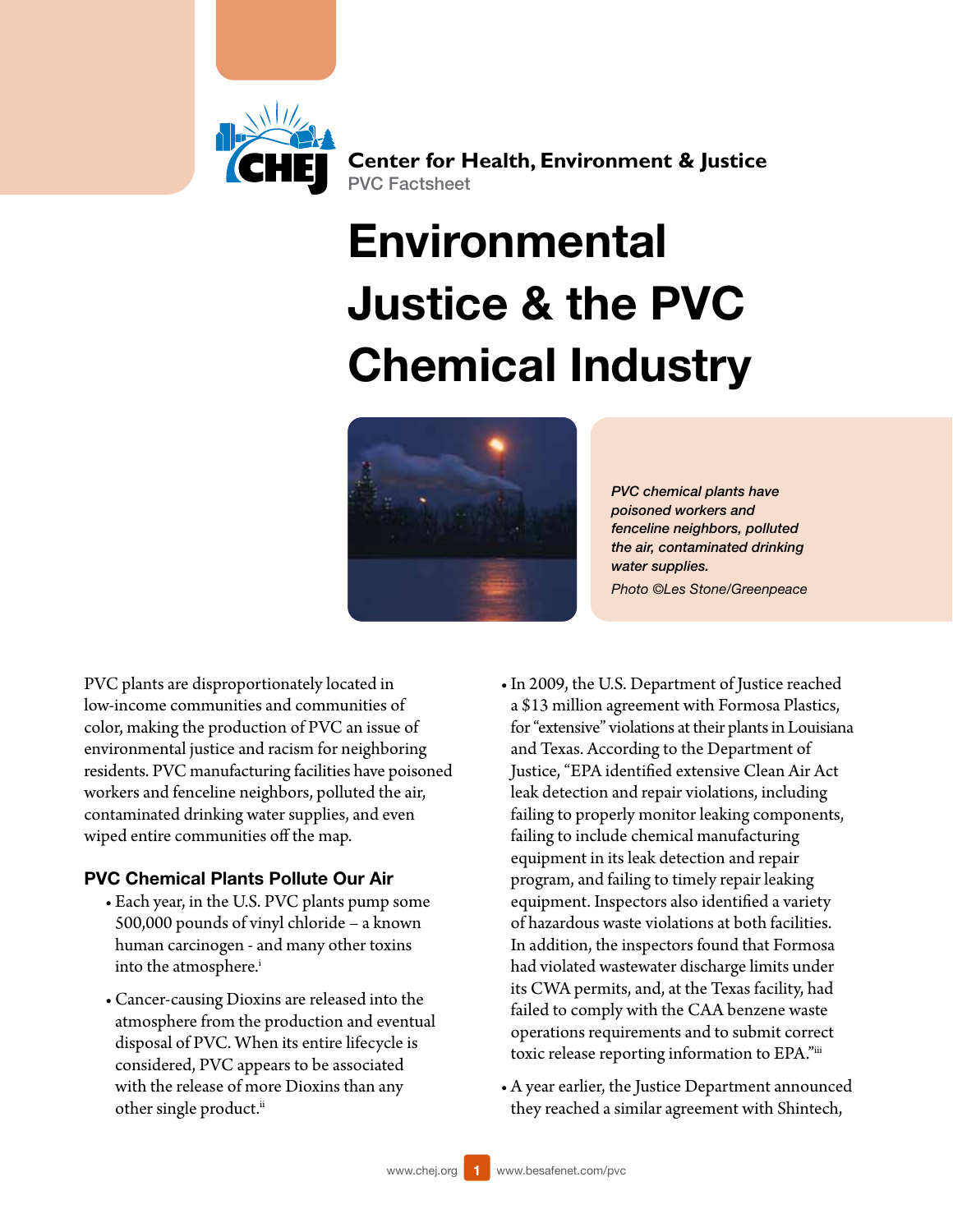Center for Health, Environment & Justice
PVC Factsheet

# Environmental Justice & the PVC Chemical Industry

*PVC chemical plants have poisoned workers and fenceline neighbors, polluted the air, contaminated drinking water supplies.*

*Photo ©Les Stone/Greenpeace*

PVC plants are disproportionately located in low-income communities and communities of color, making the production of PVC an issue of environmental justice and racism for neighboring residents. PVC manufacturing facilities have poisoned workers and fenceline neighbors, polluted the air, contaminated drinking water supplies, and even wiped entire communities off the map.

### PVC Chemical Plants Pollute Our Air

- Each year, in the U.S. PVC plants pump some 500,000 pounds of vinyl chloride – a known human carcinogen - and many other toxins into the atmosphere.[i]
- Cancer-causing Dioxins are released into the atmosphere from the production and eventual disposal of PVC. When its entire lifecycle is considered, PVC appears to be associated with the release of more Dioxins than any other single product.[ii]
- In 2009, the U.S. Department of Justice reached a $13 million agreement with Formosa Plastics, for "extensive" violations at their plants in Louisiana and Texas. According to the Department of Justice, "EPA identified extensive Clean Air Act leak detection and repair violations, including failing to properly monitor leaking components, failing to include chemical manufacturing equipment in its leak detection and repair program, and failing to timely repair leaking equipment. Inspectors also identified a variety of hazardous waste violations at both facilities. In addition, the inspectors found that Formosa had violated wastewater discharge limits under its CWA permits, and, at the Texas facility, had failed to comply with the CAA benzene waste operations requirements and to submit correct toxic release reporting information to EPA."[iii]
- A year earlier, the Justice Department announced they reached a similar agreement with Shintech,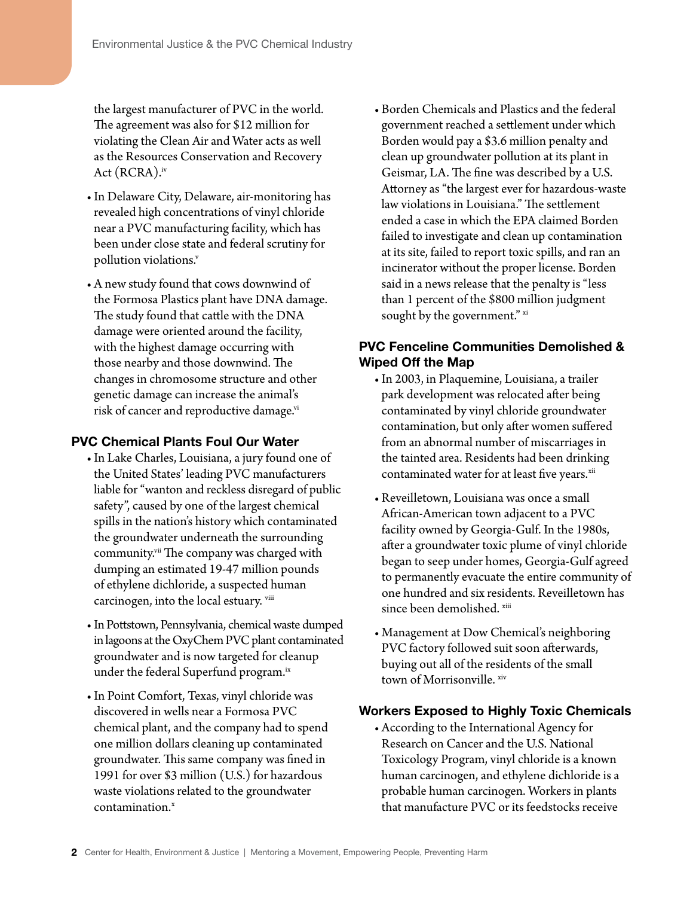the largest manufacturer of PVC in the world. The agreement was also for $12 million for violating the Clean Air and Water acts as well as the Resources Conservation and Recovery Act (RCRA).[iv]

- In Delaware City, Delaware, air-monitoring has revealed high concentrations of vinyl chloride near a PVC manufacturing facility, which has been under close state and federal scrutiny for pollution violations.[v]
- A new study found that cows downwind of the Formosa Plastics plant have DNA damage. The study found that cattle with the DNA damage were oriented around the facility, with the highest damage occurring with those nearby and those downwind. The changes in chromosome structure and other genetic damage can increase the animal's risk of cancer and reproductive damage.[vi]

### PVC Chemical Plants Foul Our Water

- In Lake Charles, Louisiana, a jury found one of the United States' leading PVC manufacturers liable for "wanton and reckless disregard of public safety", caused by one of the largest chemical spills in the nation's history which contaminated the groundwater underneath the surrounding community.[vii] The company was charged with dumping an estimated 19-47 million pounds of ethylene dichloride, a suspected human carcinogen, into the local estuary. [viii]
- In Pottstown, Pennsylvania, chemical waste dumped in lagoons at the OxyChem PVC plant contaminated groundwater and is now targeted for cleanup under the federal Superfund program.[ix]
- In Point Comfort, Texas, vinyl chloride was discovered in wells near a Formosa PVC chemical plant, and the company had to spend one million dollars cleaning up contaminated groundwater. This same company was fined in 1991 for over $3 million (U.S.) for hazardous waste violations related to the groundwater contamination.[x]
- Borden Chemicals and Plastics and the federal government reached a settlement under which Borden would pay a $3.6 million penalty and clean up groundwater pollution at its plant in Geismar, LA. The fine was described by a U.S. Attorney as "the largest ever for hazardous-waste law violations in Louisiana." The settlement ended a case in which the EPA claimed Borden failed to investigate and clean up contamination at its site, failed to report toxic spills, and ran an incinerator without the proper license. Borden said in a news release that the penalty is "less than 1 percent of the $800 million judgment sought by the government." [xi]

### PVC Fenceline Communities Demolished & Wiped Off the Map

- In 2003, in Plaquemine, Louisiana, a trailer park development was relocated after being contaminated by vinyl chloride groundwater contamination, but only after women suffered from an abnormal number of miscarriages in the tainted area. Residents had been drinking contaminated water for at least five years.[xii]
- Reveilletown, Louisiana was once a small African-American town adjacent to a PVC facility owned by Georgia-Gulf. In the 1980s, after a groundwater toxic plume of vinyl chloride began to seep under homes, Georgia-Gulf agreed to permanently evacuate the entire community of one hundred and six residents. Reveilletown has since been demolished. [xiii]
- Management at Dow Chemical's neighboring PVC factory followed suit soon afterwards, buying out all of the residents of the small town of Morrisonville. [xiv]

### Workers Exposed to Highly Toxic Chemicals

- According to the International Agency for Research on Cancer and the U.S. National Toxicology Program, vinyl chloride is a known human carcinogen, and ethylene dichloride is a probable human carcinogen. Workers in plants that manufacture PVC or its feedstocks receive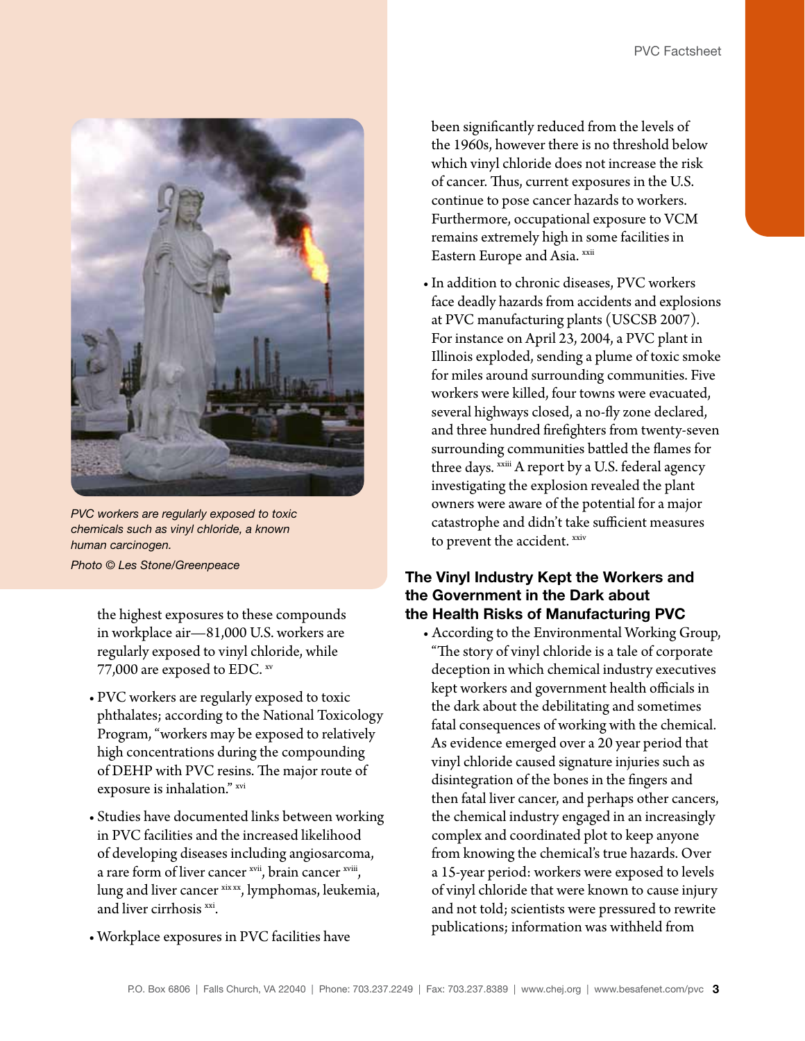*PVC workers are regularly exposed to toxic chemicals such as vinyl chloride, a known human carcinogen.*

*Photo © Les Stone/Greenpeace*

the highest exposures to these compounds in workplace air—81,000 U.S. workers are regularly exposed to vinyl chloride, while 77,000 are exposed to EDC. [xv]

- PVC workers are regularly exposed to toxic phthalates; according to the National Toxicology Program, "workers may be exposed to relatively high concentrations during the compounding of DEHP with PVC resins. The major route of exposure is inhalation." [xvi]
- Studies have documented links between working in PVC facilities and the increased likelihood of developing diseases including angiosarcoma, a rare form of liver cancer [xvii], brain cancer [xviii], lung and liver cancer [xix xx], lymphomas, leukemia, and liver cirrhosis [xxi].
- Workplace exposures in PVC facilities have been significantly reduced from the levels of the 1960s, however there is no threshold below which vinyl chloride does not increase the risk of cancer. Thus, current exposures in the U.S. continue to pose cancer hazards to workers. Furthermore, occupational exposure to VCM remains extremely high in some facilities in Eastern Europe and Asia. [xxii]
- In addition to chronic diseases, PVC workers face deadly hazards from accidents and explosions at PVC manufacturing plants (USCSB 2007). For instance on April 23, 2004, a PVC plant in Illinois exploded, sending a plume of toxic smoke for miles around surrounding communities. Five workers were killed, four towns were evacuated, several highways closed, a no-fly zone declared, and three hundred firefighters from twenty-seven surrounding communities battled the flames for three days. [xxiii] A report by a U.S. federal agency investigating the explosion revealed the plant owners were aware of the potential for a major catastrophe and didn't take sufficient measures to prevent the accident. [xxiv]

### The Vinyl Industry Kept the Workers and the Government in the Dark about the Health Risks of Manufacturing PVC

- According to the Environmental Working Group, "The story of vinyl chloride is a tale of corporate deception in which chemical industry executives kept workers and government health officials in the dark about the debilitating and sometimes fatal consequences of working with the chemical. As evidence emerged over a 20 year period that vinyl chloride caused signature injuries such as disintegration of the bones in the fingers and then fatal liver cancer, and perhaps other cancers, the chemical industry engaged in an increasingly complex and coordinated plot to keep anyone from knowing the chemical's true hazards. Over a 15-year period: workers were exposed to levels of vinyl chloride that were known to cause injury and not told; scientists were pressured to rewrite publications; information was withheld from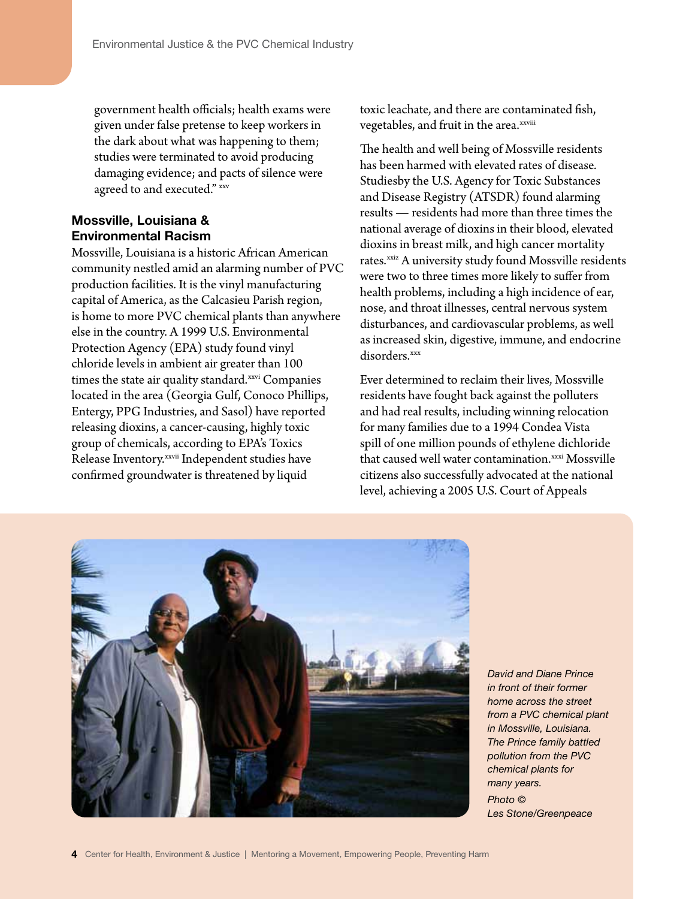government health officials; health exams were given under false pretense to keep workers in the dark about what was happening to them; studies were terminated to avoid producing damaging evidence; and pacts of silence were agreed to and executed." [xxv]

## Mossville, Louisiana & Environmental Racism

Mossville, Louisiana is a historic African American community nestled amid an alarming number of PVC production facilities. It is the vinyl manufacturing capital of America, as the Calcasieu Parish region, is home to more PVC chemical plants than anywhere else in the country. A 1999 U.S. Environmental Protection Agency (EPA) study found vinyl chloride levels in ambient air greater than 100 times the state air quality standard.[xxvi] Companies located in the area (Georgia Gulf, Conoco Phillips, Entergy, PPG Industries, and Sasol) have reported releasing dioxins, a cancer-causing, highly toxic group of chemicals, according to EPA's Toxics Release Inventory.[xxvii] Independent studies have confirmed groundwater is threatened by liquid toxic leachate, and there are contaminated fish, vegetables, and fruit in the area.[xxviii]

The health and well being of Mossville residents has been harmed with elevated rates of disease. Studiesby the U.S. Agency for Toxic Substances and Disease Registry (ATSDR) found alarming results — residents had more than three times the national average of dioxins in their blood, elevated dioxins in breast milk, and high cancer mortality rates.[xxiz] A university study found Mossville residents were two to three times more likely to suffer from health problems, including a high incidence of ear, nose, and throat illnesses, central nervous system disturbances, and cardiovascular problems, as well as increased skin, digestive, immune, and endocrine disorders.[xxx]

Ever determined to reclaim their lives, Mossville residents have fought back against the polluters and had real results, including winning relocation for many families due to a 1994 Condea Vista spill of one million pounds of ethylene dichloride that caused well water contamination.[xxxi] Mossville citizens also successfully advocated at the national level, achieving a 2005 U.S. Court of Appeals

*David and Diane Prince in front of their former home across the street from a PVC chemical plant in Mossville, Louisiana. The Prince family battled pollution from the PVC chemical plants for many years.*

*Photo © Les Stone/Greenpeace*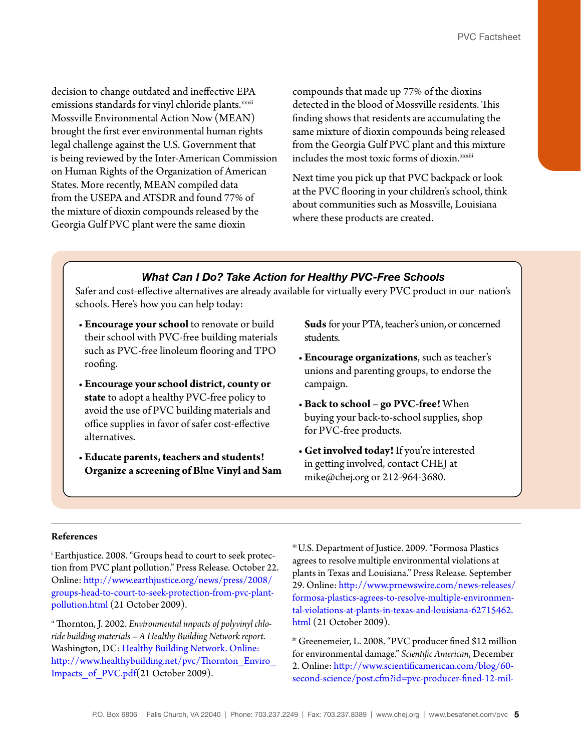decision to change outdated and ineffective EPA emissions standards for vinyl chloride plants.[xxxii] Mossville Environmental Action Now (MEAN) brought the first ever environmental human rights legal challenge against the U.S. Government that is being reviewed by the Inter-American Commission on Human Rights of the Organization of American States. More recently, MEAN compiled data from the USEPA and ATSDR and found 77% of the mixture of dioxin compounds released by the Georgia Gulf PVC plant were the same dioxin compounds that made up 77% of the dioxins detected in the blood of Mossville residents. This finding shows that residents are accumulating the same mixture of dioxin compounds being released from the Georgia Gulf PVC plant and this mixture includes the most toxic forms of dioxin.[xxxiii]

Next time you pick up that PVC backpack or look at the PVC flooring in your children's school, think about communities such as Mossville, Louisiana where these products are created.

### *What Can I Do? Take Action for Healthy PVC-Free Schools*

Safer and cost-effective alternatives are already available for virtually every PVC product in our nation's schools. Here's how you can help today:

- **Encourage your school** to renovate or build their school with PVC-free building materials such as PVC-free linoleum flooring and TPO roofing.
- **Encourage your school district, county or state** to adopt a healthy PVC-free policy to avoid the use of PVC building materials and office supplies in favor of safer cost-effective alternatives.
- **Educate parents, teachers and students! Organize a screening of Blue Vinyl and Sam Suds** for your PTA, teacher's union, or concerned students.
- **Encourage organizations**, such as teacher's unions and parenting groups, to endorse the campaign.
- **Back to school – go PVC-free!** When buying your back-to-school supplies, shop for PVC-free products.
- **Get involved today!** If you're interested in getting involved, contact CHEJ at mike@chej.org or 212-964-3680.

---

**References**

[i] Earthjustice. 2008. "Groups head to court to seek protection from PVC plant pollution." Press Release. October 22. Online: http://www.earthjustice.org/news/press/2008/groups-head-to-court-to-seek-protection-from-pvc-plant-pollution.html (21 October 2009).

[ii] Thornton, J. 2002. *Environmental impacts of polyvinyl chloride building materials – A Healthy Building Network report.* Washington, DC: Healthy Building Network. Online: http://www.healthybuilding.net/pvc/Thornton_Enviro_Impacts_of_PVC.pdf(21 October 2009).

[iii] U.S. Department of Justice. 2009. "Formosa Plastics agrees to resolve multiple environmental violations at plants in Texas and Louisiana." Press Release. September 29. Online: http://www.prnewswire.com/news-releases/formosa-plastics-agrees-to-resolve-multiple-environmental-violations-at-plants-in-texas-and-louisiana-62715462.html (21 October 2009).

[iv] Greenemeier, L. 2008. "PVC producer fined $12 million for environmental damage." *Scientific American*, December 2. Online: http://www.scientificamerican.com/blog/60-second-science/post.cfm?id=pvc-producer-fined-12-mil-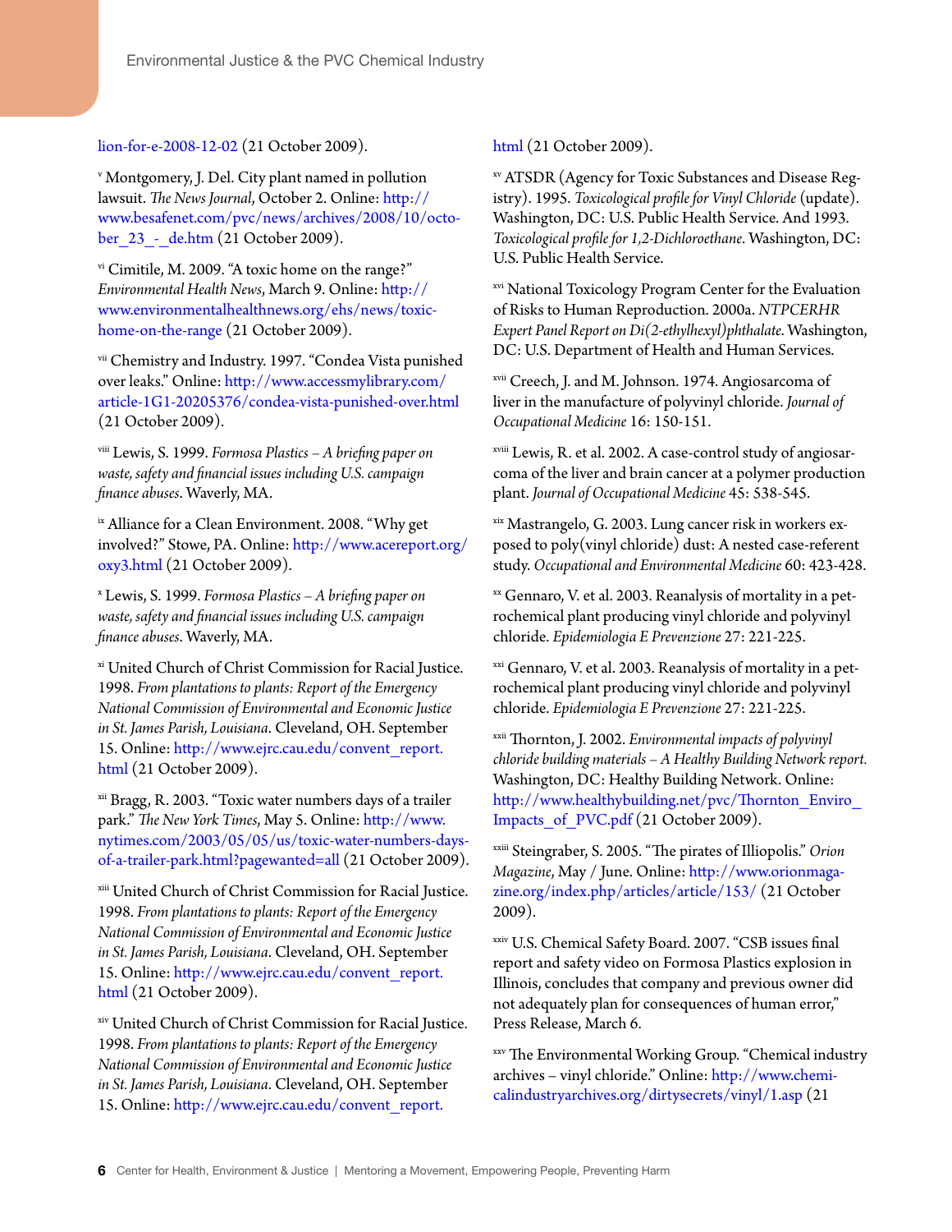lion-for-e-2008-12-02 (21 October 2009).

[v] Montgomery, J. Del. City plant named in pollution lawsuit. *The News Journal*, October 2. Online: http://www.besafenet.com/pvc/news/archives/2008/10/october_23_-_de.htm (21 October 2009).

[vi] Cimitile, M. 2009. "A toxic home on the range?" *Environmental Health News*, March 9. Online: http://www.environmentalhealthnews.org/ehs/news/toxic-home-on-the-range (21 October 2009).

[vii] Chemistry and Industry. 1997. "Condea Vista punished over leaks." Online: http://www.accessmylibrary.com/article-1G1-20205376/condea-vista-punished-over.html (21 October 2009).

[viii] Lewis, S. 1999. *Formosa Plastics – A briefing paper on waste, safety and financial issues including U.S. campaign finance abuses*. Waverly, MA.

[ix] Alliance for a Clean Environment. 2008. "Why get involved?" Stowe, PA. Online: http://www.acereport.org/oxy3.html (21 October 2009).

[x] Lewis, S. 1999. *Formosa Plastics – A briefing paper on waste, safety and financial issues including U.S. campaign finance abuses*. Waverly, MA.

[xi] United Church of Christ Commission for Racial Justice. 1998. *From plantations to plants: Report of the Emergency National Commission of Environmental and Economic Justice in St. James Parish, Louisiana*. Cleveland, OH. September 15. Online: http://www.ejrc.cau.edu/convent_report.html (21 October 2009).

[xii] Bragg, R. 2003. "Toxic water numbers days of a trailer park." *The New York Times*, May 5. Online: http://www.nytimes.com/2003/05/05/us/toxic-water-numbers-days-of-a-trailer-park.html?pagewanted=all (21 October 2009).

[xiii] United Church of Christ Commission for Racial Justice. 1998. *From plantations to plants: Report of the Emergency National Commission of Environmental and Economic Justice in St. James Parish, Louisiana*. Cleveland, OH. September 15. Online: http://www.ejrc.cau.edu/convent_report.html (21 October 2009).

[xiv] United Church of Christ Commission for Racial Justice. 1998. *From plantations to plants: Report of the Emergency National Commission of Environmental and Economic Justice in St. James Parish, Louisiana*. Cleveland, OH. September 15. Online: http://www.ejrc.cau.edu/convent_report.html (21 October 2009).

[xv] ATSDR (Agency for Toxic Substances and Disease Registry). 1995. *Toxicological profile for Vinyl Chloride* (update). Washington, DC: U.S. Public Health Service. And 1993. *Toxicological profile for 1,2-Dichloroethane*. Washington, DC: U.S. Public Health Service.

[xvi] National Toxicology Program Center for the Evaluation of Risks to Human Reproduction. 2000a. *NTPCERHR Expert Panel Report on Di(2-ethylhexyl)phthalate*. Washington, DC: U.S. Department of Health and Human Services.

[xvii] Creech, J. and M. Johnson. 1974. Angiosarcoma of liver in the manufacture of polyvinyl chloride. *Journal of Occupational Medicine* 16: 150-151.

[xviii] Lewis, R. et al. 2002. A case-control study of angiosarcoma of the liver and brain cancer at a polymer production plant. *Journal of Occupational Medicine* 45: 538-545.

[xix] Mastrangelo, G. 2003. Lung cancer risk in workers exposed to poly(vinyl chloride) dust: A nested case-referent study. *Occupational and Environmental Medicine* 60: 423-428.

[xx] Gennaro, V. et al. 2003. Reanalysis of mortality in a petrochemical plant producing vinyl chloride and polyvinyl chloride. *Epidemiologia E Prevenzione* 27: 221-225.

[xxi] Gennaro, V. et al. 2003. Reanalysis of mortality in a petrochemical plant producing vinyl chloride and polyvinyl chloride. *Epidemiologia E Prevenzione* 27: 221-225.

[xxii] Thornton, J. 2002. *Environmental impacts of polyvinyl chloride building materials – A Healthy Building Network report.* Washington, DC: Healthy Building Network. Online: http://www.healthybuilding.net/pvc/Thornton_Enviro_Impacts_of_PVC.pdf (21 October 2009).

[xxiii] Steingraber, S. 2005. "The pirates of Illiopolis." *Orion Magazine*, May / June. Online: http://www.orionmagazine.org/index.php/articles/article/153/ (21 October 2009).

[xxiv] U.S. Chemical Safety Board. 2007. "CSB issues final report and safety video on Formosa Plastics explosion in Illinois, concludes that company and previous owner did not adequately plan for consequences of human error," Press Release, March 6.

[xxv] The Environmental Working Group. "Chemical industry archives – vinyl chloride." Online: http://www.chemicalindustryarchives.org/dirtysecrets/vinyl/1.asp (21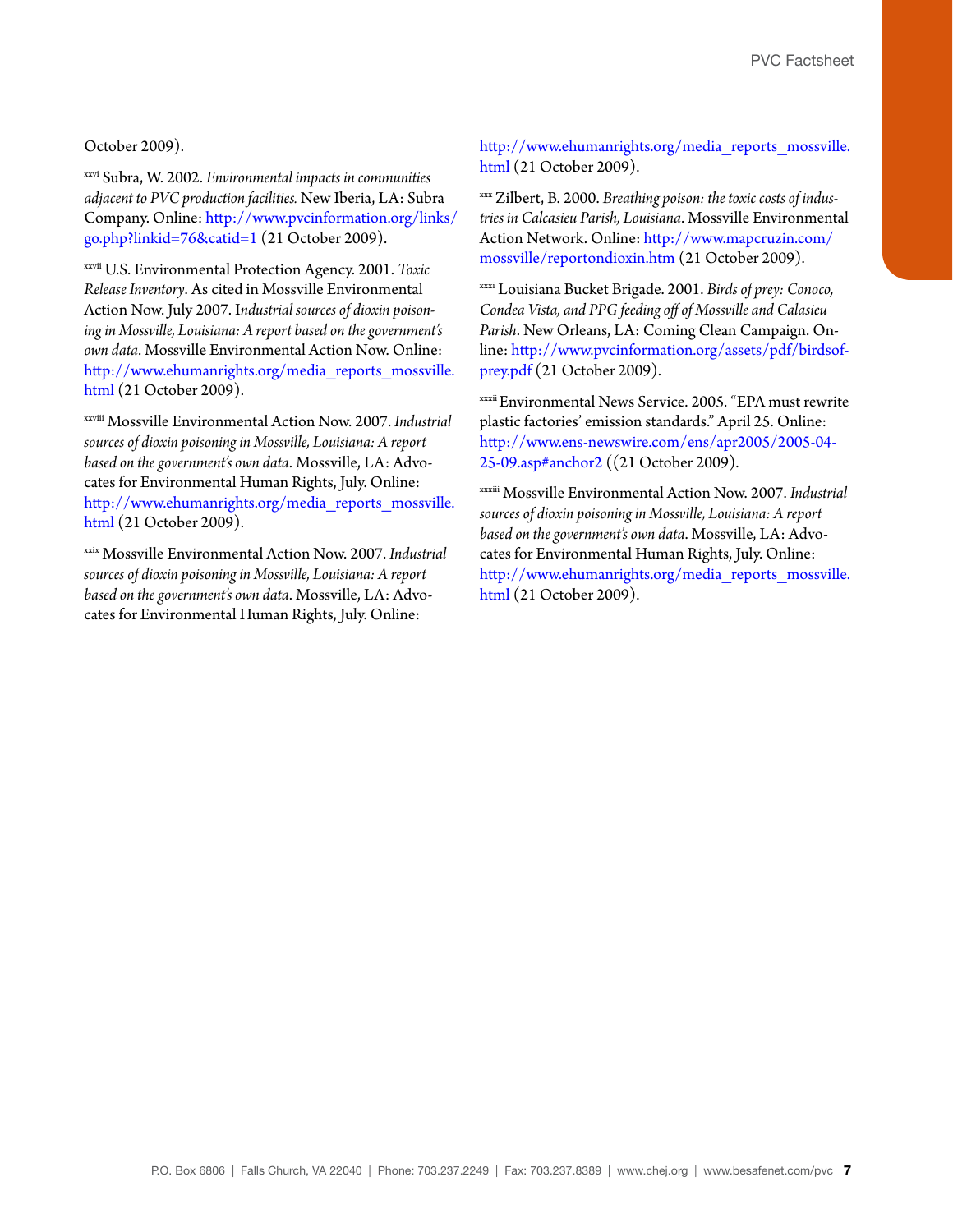October 2009).

[xxvi] Subra, W. 2002. *Environmental impacts in communities adjacent to PVC production facilities.* New Iberia, LA: Subra Company. Online: http://www.pvcinformation.org/links/go.php?linkid=76&catid=1 (21 October 2009).

[xxvii] U.S. Environmental Protection Agency. 2001. *Toxic Release Inventory*. As cited in Mossville Environmental Action Now. July 2007. I*ndustrial sources of dioxin poisoning in Mossville, Louisiana: A report based on the government's own data*. Mossville Environmental Action Now. Online: http://www.ehumanrights.org/media_reports_mossville.html (21 October 2009).

[xxviii] Mossville Environmental Action Now. 2007. *Industrial sources of dioxin poisoning in Mossville, Louisiana: A report based on the government's own data*. Mossville, LA: Advocates for Environmental Human Rights, July. Online: http://www.ehumanrights.org/media_reports_mossville.html (21 October 2009).

[xxix] Mossville Environmental Action Now. 2007. *Industrial sources of dioxin poisoning in Mossville, Louisiana: A report based on the government's own data*. Mossville, LA: Advocates for Environmental Human Rights, July. Online: http://www.ehumanrights.org/media_reports_mossville.html (21 October 2009).

[xxx] Zilbert, B. 2000. *Breathing poison: the toxic costs of industries in Calcasieu Parish, Louisiana*. Mossville Environmental Action Network. Online: http://www.mapcruzin.com/mossville/reportondioxin.htm (21 October 2009).

[xxxi] Louisiana Bucket Brigade. 2001. *Birds of prey: Conoco, Condea Vista, and PPG feeding off of Mossville and Calasieu Parish*. New Orleans, LA: Coming Clean Campaign. Online: http://www.pvcinformation.org/assets/pdf/birdsofprey.pdf (21 October 2009).

[xxxii] Environmental News Service. 2005. "EPA must rewrite plastic factories' emission standards." April 25. Online: http://www.ens-newswire.com/ens/apr2005/2005-04-25-09.asp#anchor2 ((21 October 2009).

[xxxiii] Mossville Environmental Action Now. 2007. *Industrial sources of dioxin poisoning in Mossville, Louisiana: A report based on the government's own data*. Mossville, LA: Advocates for Environmental Human Rights, July. Online: http://www.ehumanrights.org/media_reports_mossville.html (21 October 2009).